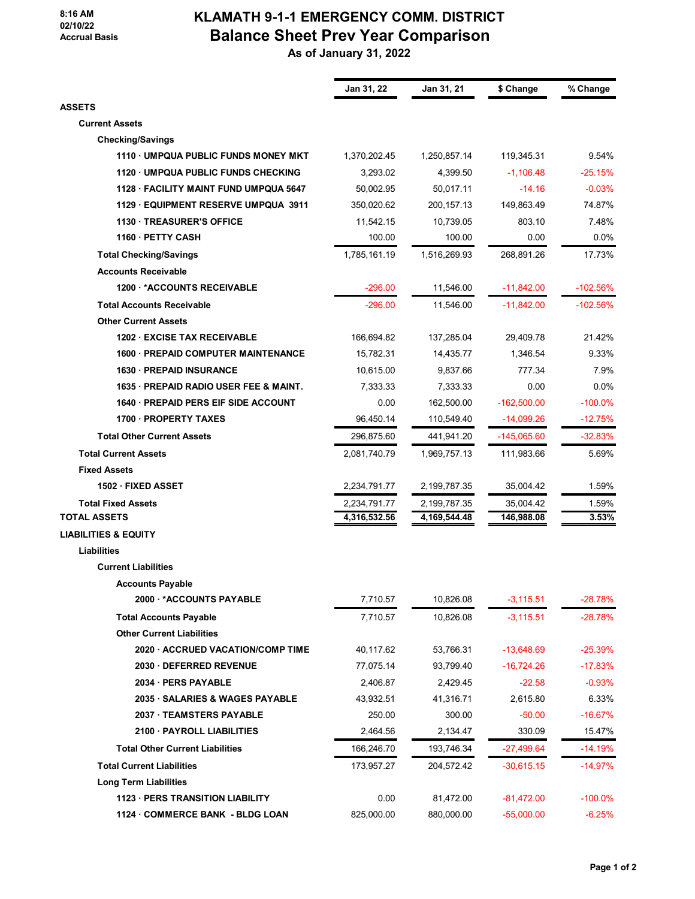8:16 AM
02/10/22
Accrual Basis

# KLAMATH 9-1-1 EMERGENCY COMM. DISTRICT
## Balance Sheet Prev Year Comparison
### As of January 31, 2022

| | Jan 31, 22 | Jan 31, 21 | $ Change | % Change |
|---|---|---|---|---|
| **ASSETS** | | | | |
| **Current Assets** | | | | |
| **Checking/Savings** | | | | |
| **1110 · UMPQUA PUBLIC FUNDS MONEY MKT** | 1,370,202.45 | 1,250,857.14 | 119,345.31 | 9.54% |
| **1120 · UMPQUA PUBLIC FUNDS CHECKING** | 3,293.02 | 4,399.50 | -1,106.48 | -25.15% |
| **1128 · FACILITY MAINT FUND UMPQUA 5647** | 50,002.95 | 50,017.11 | -14.16 | -0.03% |
| **1129 · EQUIPMENT RESERVE UMPQUA 3911** | 350,020.62 | 200,157.13 | 149,863.49 | 74.87% |
| **1130 · TREASURER'S OFFICE** | 11,542.15 | 10,739.05 | 803.10 | 7.48% |
| **1160 · PETTY CASH** | 100.00 | 100.00 | 0.00 | 0.0% |
| **Total Checking/Savings** | 1,785,161.19 | 1,516,269.93 | 268,891.26 | 17.73% |
| **Accounts Receivable** | | | | |
| **1200 · *ACCOUNTS RECEIVABLE** | -296.00 | 11,546.00 | -11,842.00 | -102.56% |
| **Total Accounts Receivable** | -296.00 | 11,546.00 | -11,842.00 | -102.56% |
| **Other Current Assets** | | | | |
| **1202 · EXCISE TAX RECEIVABLE** | 166,694.82 | 137,285.04 | 29,409.78 | 21.42% |
| **1600 · PREPAID COMPUTER MAINTENANCE** | 15,782.31 | 14,435.77 | 1,346.54 | 9.33% |
| **1630 · PREPAID INSURANCE** | 10,615.00 | 9,837.66 | 777.34 | 7.9% |
| **1635 · PREPAID RADIO USER FEE & MAINT.** | 7,333.33 | 7,333.33 | 0.00 | 0.0% |
| **1640 · PREPAID PERS EIF SIDE ACCOUNT** | 0.00 | 162,500.00 | -162,500.00 | -100.0% |
| **1700 · PROPERTY TAXES** | 96,450.14 | 110,549.40 | -14,099.26 | -12.75% |
| **Total Other Current Assets** | 296,875.60 | 441,941.20 | -145,065.60 | -32.83% |
| **Total Current Assets** | 2,081,740.79 | 1,969,757.13 | 111,983.66 | 5.69% |
| **Fixed Assets** | | | | |
| **1502 · FIXED ASSET** | 2,234,791.77 | 2,199,787.35 | 35,004.42 | 1.59% |
| **Total Fixed Assets** | 2,234,791.77 | 2,199,787.35 | 35,004.42 | 1.59% |
| **TOTAL ASSETS** | **4,316,532.56** | **4,169,544.48** | **146,988.08** | **3.53%** |
| **LIABILITIES & EQUITY** | | | | |
| **Liabilities** | | | | |
| **Current Liabilities** | | | | |
| **Accounts Payable** | | | | |
| **2000 · *ACCOUNTS PAYABLE** | 7,710.57 | 10,826.08 | -3,115.51 | -28.78% |
| **Total Accounts Payable** | 7,710.57 | 10,826.08 | -3,115.51 | -28.78% |
| **Other Current Liabilities** | | | | |
| **2020 · ACCRUED VACATION/COMP TIME** | 40,117.62 | 53,766.31 | -13,648.69 | -25.39% |
| **2030 · DEFERRED REVENUE** | 77,075.14 | 93,799.40 | -16,724.26 | -17.83% |
| **2034 · PERS PAYABLE** | 2,406.87 | 2,429.45 | -22.58 | -0.93% |
| **2035 · SALARIES & WAGES PAYABLE** | 43,932.51 | 41,316.71 | 2,615.80 | 6.33% |
| **2037 · TEAMSTERS PAYABLE** | 250.00 | 300.00 | -50.00 | -16.67% |
| **2100 · PAYROLL LIABILITIES** | 2,464.56 | 2,134.47 | 330.09 | 15.47% |
| **Total Other Current Liabilities** | 166,246.70 | 193,746.34 | -27,499.64 | -14.19% |
| **Total Current Liabilities** | 173,957.27 | 204,572.42 | -30,615.15 | -14.97% |
| **Long Term Liabilities** | | | | |
| **1123 · PERS TRANSITION LIABILITY** | 0.00 | 81,472.00 | -81,472.00 | -100.0% |
| **1124 · COMMERCE BANK - BLDG LOAN** | 825,000.00 | 880,000.00 | -55,000.00 | -6.25% |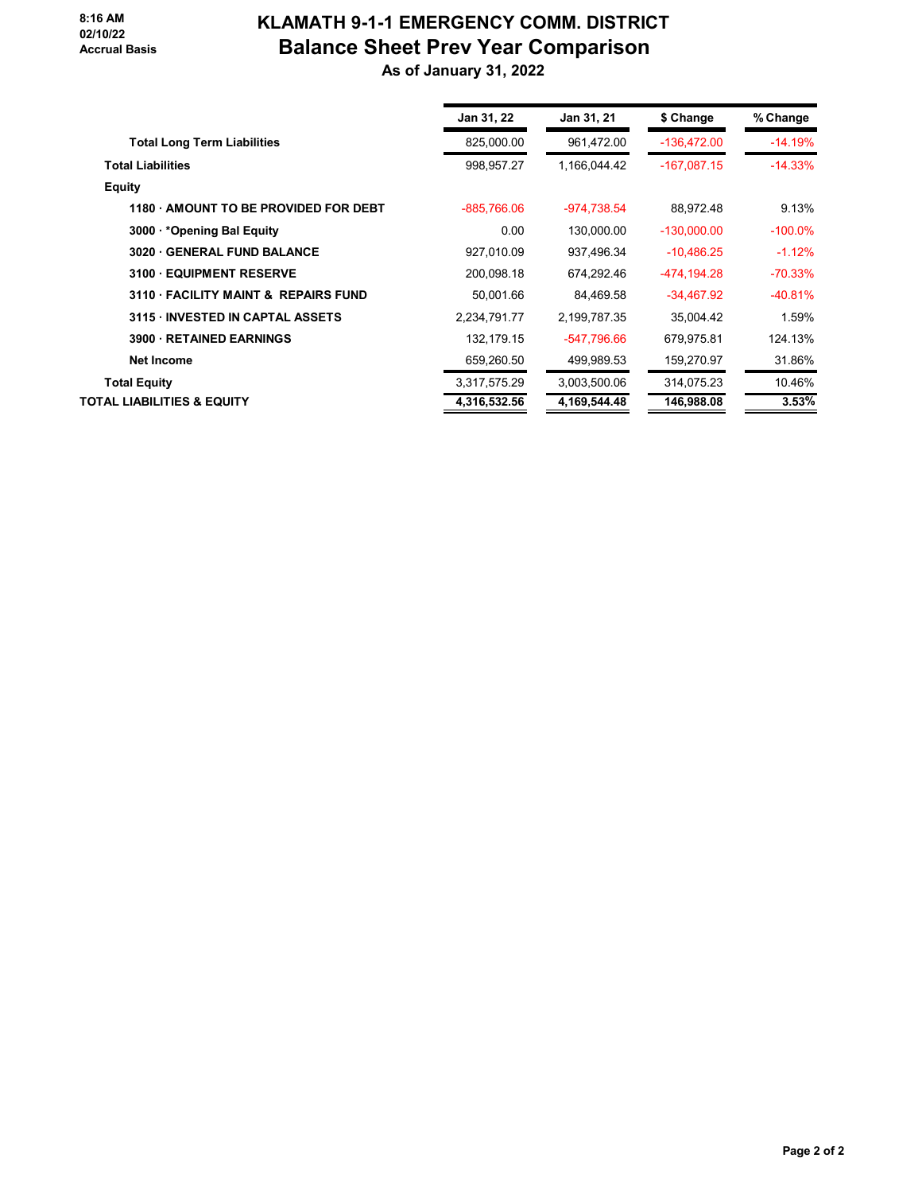8:16 AM
02/10/22
Accrual Basis

# KLAMATH 9-1-1 EMERGENCY COMM. DISTRICT
## Balance Sheet Prev Year Comparison
### As of January 31, 2022

| | Jan 31, 22 | Jan 31, 21 | $ Change | % Change |
|---|---|---|---|---|
| **Total Long Term Liabilities** | 825,000.00 | 961,472.00 | -136,472.00 | -14.19% |
| **Total Liabilities** | 998,957.27 | 1,166,044.42 | -167,087.15 | -14.33% |
| **Equity** | | | | |
| **1180 · AMOUNT TO BE PROVIDED FOR DEBT** | -885,766.06 | -974,738.54 | 88,972.48 | 9.13% |
| **3000 · *Opening Bal Equity** | 0.00 | 130,000.00 | -130,000.00 | -100.0% |
| **3020 · GENERAL FUND BALANCE** | 927,010.09 | 937,496.34 | -10,486.25 | -1.12% |
| **3100 · EQUIPMENT RESERVE** | 200,098.18 | 674,292.46 | -474,194.28 | -70.33% |
| **3110 · FACILITY MAINT & REPAIRS FUND** | 50,001.66 | 84,469.58 | -34,467.92 | -40.81% |
| **3115 · INVESTED IN CAPTAL ASSETS** | 2,234,791.77 | 2,199,787.35 | 35,004.42 | 1.59% |
| **3900 · RETAINED EARNINGS** | 132,179.15 | -547,796.66 | 679,975.81 | 124.13% |
| **Net Income** | 659,260.50 | 499,989.53 | 159,270.97 | 31.86% |
| **Total Equity** | 3,317,575.29 | 3,003,500.06 | 314,075.23 | 10.46% |
| **TOTAL LIABILITIES & EQUITY** | **4,316,532.56** | **4,169,544.48** | **146,988.08** | **3.53%** |